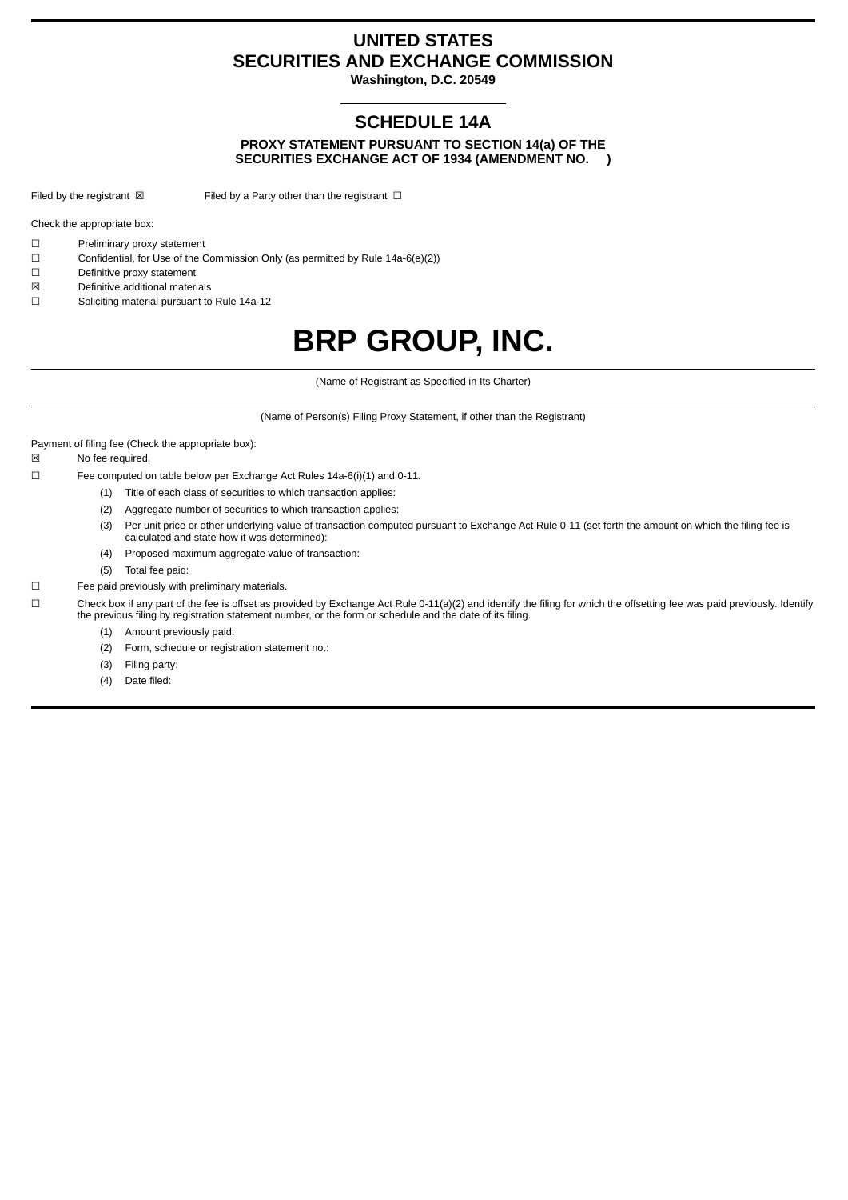# UNITED STATES
# SECURITIES AND EXCHANGE COMMISSION

**Washington, D.C. 20549**

## SCHEDULE 14A

**PROXY STATEMENT PURSUANT TO SECTION 14(a) OF THE SECURITIES EXCHANGE ACT OF 1934 (AMENDMENT NO. )**

Filed by the registrant ☒ Filed by a Party other than the registrant ☐

Check the appropriate box:

☐ Preliminary proxy statement

☐ Confidential, for Use of the Commission Only (as permitted by Rule 14a-6(e)(2))

☐ Definitive proxy statement

☒ Definitive additional materials

☐ Soliciting material pursuant to Rule 14a-12

# BRP GROUP, INC.

(Name of Registrant as Specified in Its Charter)

(Name of Person(s) Filing Proxy Statement, if other than the Registrant)

Payment of filing fee (Check the appropriate box):

☒ No fee required.

☐ Fee computed on table below per Exchange Act Rules 14a-6(i)(1) and 0-11.

(1) Title of each class of securities to which transaction applies:

(2) Aggregate number of securities to which transaction applies:

(3) Per unit price or other underlying value of transaction computed pursuant to Exchange Act Rule 0-11 (set forth the amount on which the filing fee is calculated and state how it was determined):

(4) Proposed maximum aggregate value of transaction:

(5) Total fee paid:

☐ Fee paid previously with preliminary materials.

☐ Check box if any part of the fee is offset as provided by Exchange Act Rule 0-11(a)(2) and identify the filing for which the offsetting fee was paid previously. Identify the previous filing by registration statement number, or the form or schedule and the date of its filing.

(1) Amount previously paid:

(2) Form, schedule or registration statement no.:

(3) Filing party:

(4) Date filed: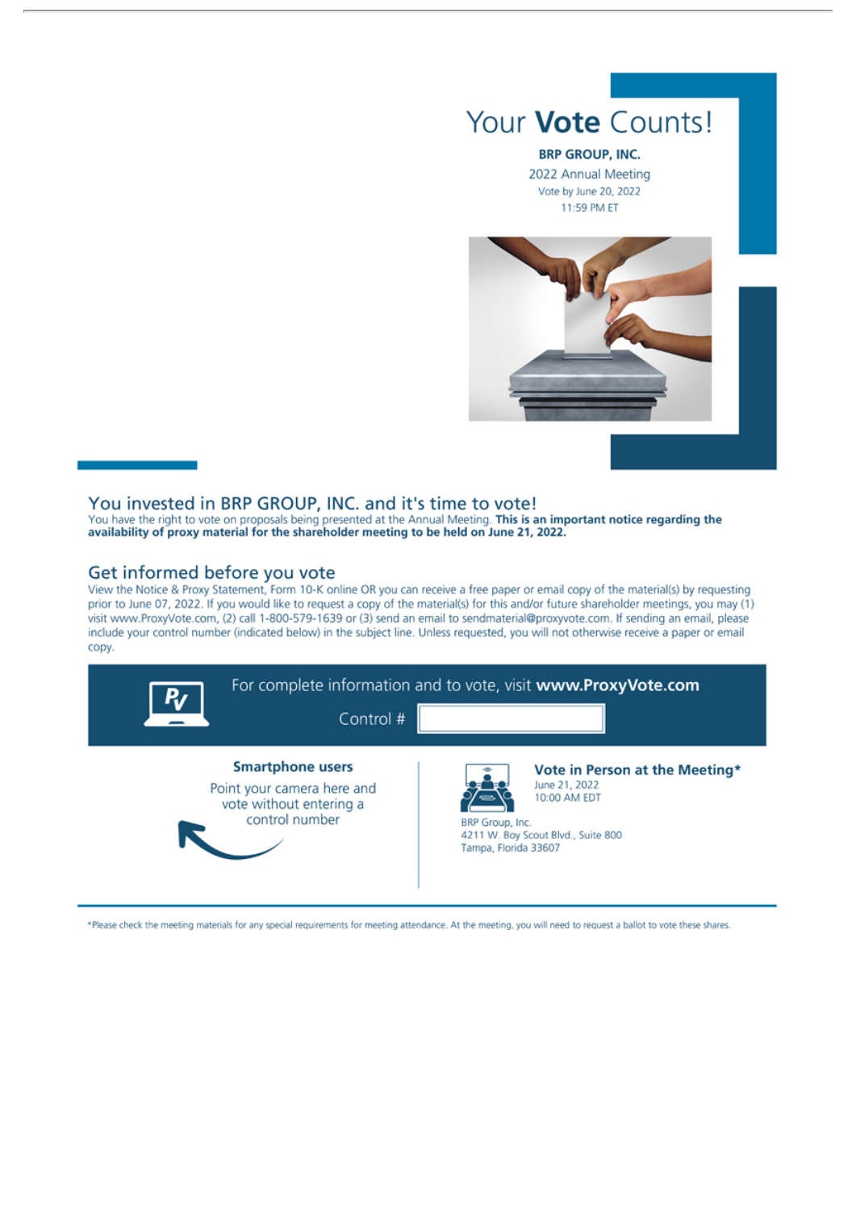# Your **Vote** Counts!

**BRP GROUP, INC.**

2022 Annual Meeting

Vote by June 20, 2022

11:59 PM ET

## You invested in BRP GROUP, INC. and it's time to vote!

You have the right to vote on proposals being presented at the Annual Meeting. **This is an important notice regarding the availability of proxy material for the shareholder meeting to be held on June 21, 2022.**

## Get informed before you vote

View the Notice & Proxy Statement, Form 10-K online OR you can receive a free paper or email copy of the material(s) by requesting prior to June 07, 2022. If you would like to request a copy of the material(s) for this and/or future shareholder meetings, you may (1) visit www.ProxyVote.com, (2) call 1-800-579-1639 or (3) send an email to sendmaterial@proxyvote.com. If sending an email, please include your control number (indicated below) in the subject line. Unless requested, you will not otherwise receive a paper or email copy.

For complete information and to vote, visit **www.ProxyVote.com**

Control #

**Smartphone users**

Point your camera here and vote without entering a control number

**Vote in Person at the Meeting***

June 21, 2022
10:00 AM EDT

BRP Group, Inc.
4211 W. Boy Scout Blvd., Suite 800
Tampa, Florida 33607

*Please check the meeting materials for any special requirements for meeting attendance. At the meeting, you will need to request a ballot to vote these shares.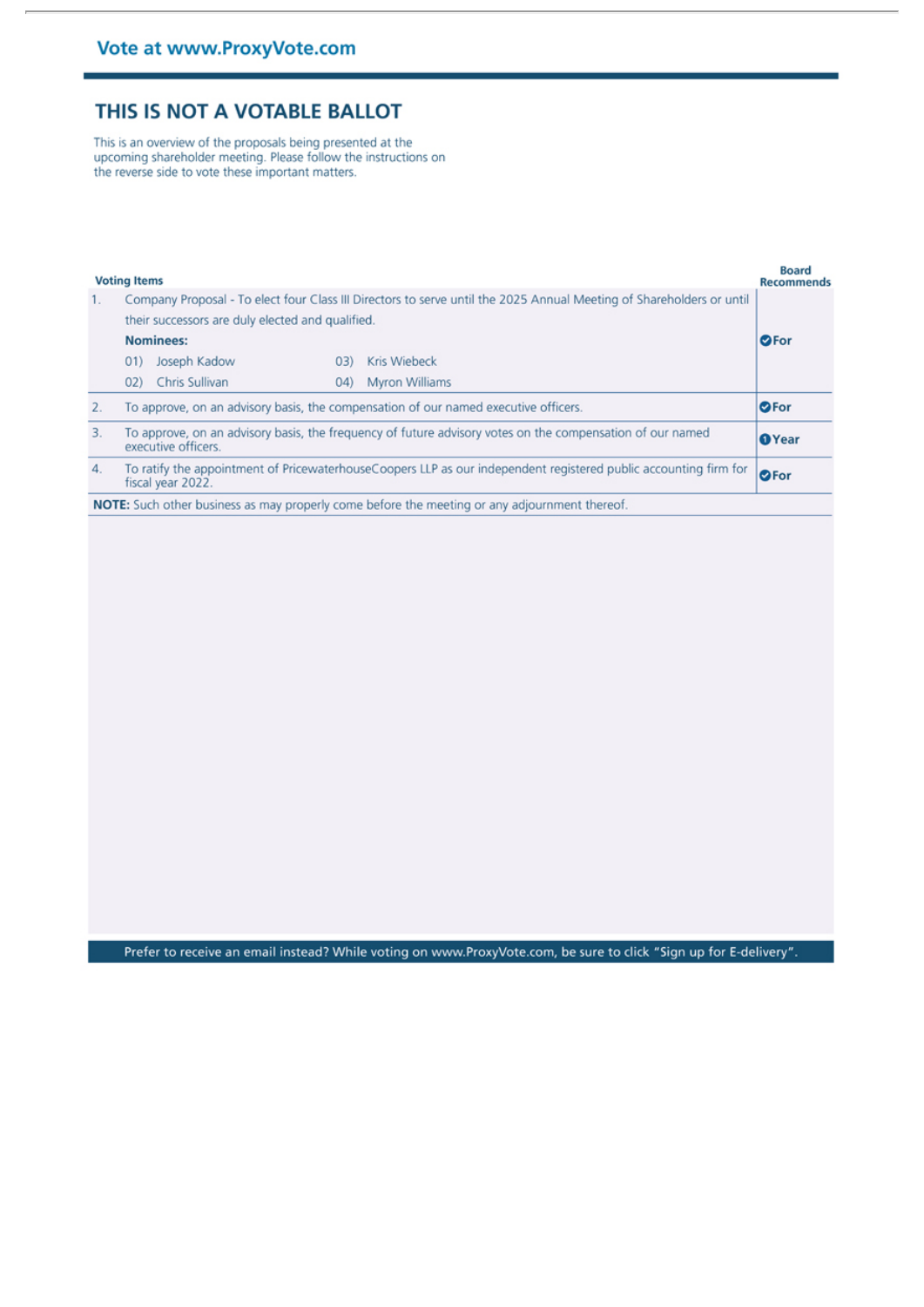Vote at www.ProxyVote.com

# THIS IS NOT A VOTABLE BALLOT

This is an overview of the proposals being presented at the upcoming shareholder meeting. Please follow the instructions on the reverse side to vote these important matters.

| Voting Items | | Board Recommends |
|---|---|---|
| 1. | Company Proposal - To elect four Class III Directors to serve until the 2025 Annual Meeting of Shareholders or until their successors are duly elected and qualified.<br>**Nominees:**<br>01) Joseph Kadow<br>02) Chris Sullivan<br>03) Kris Wiebeck<br>04) Myron Williams | For |
| 2. | To approve, on an advisory basis, the compensation of our named executive officers. | For |
| 3. | To approve, on an advisory basis, the frequency of future advisory votes on the compensation of our named executive officers. | 1 Year |
| 4. | To ratify the appointment of PricewaterhouseCoopers LLP as our independent registered public accounting firm for fiscal year 2022. | For |

**NOTE:** Such other business as may properly come before the meeting or any adjournment thereof.

Prefer to receive an email instead? While voting on www.ProxyVote.com, be sure to click "Sign up for E-delivery".